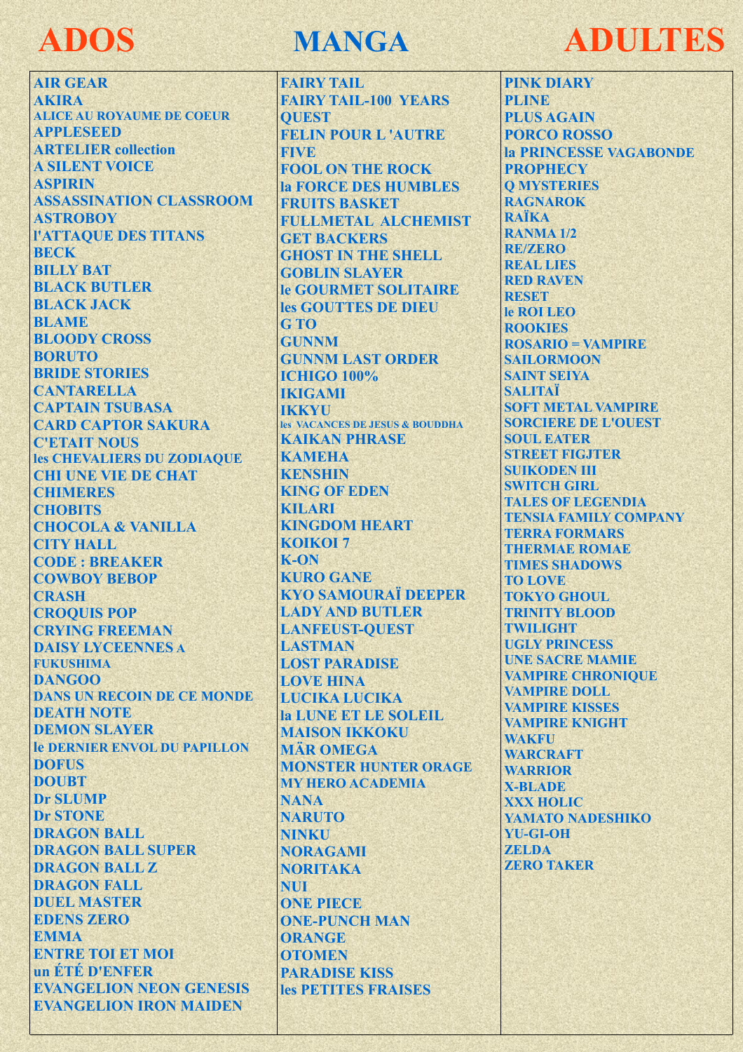# ADOS MANGA ADULTES

AIR GEAR
AKIRA
ALICE AU ROYAUME DE COEUR
APPLESEED
ARTELIER collection
A SILENT VOICE
ASPIRIN
ASSASSINATION CLASSROOM
ASTROBOY
l'ATTAQUE DES TITANS
BECK
BILLY BAT
BLACK BUTLER
BLACK JACK
BLAME
BLOODY CROSS
BORUTO
BRIDE STORIES
CANTARELLA
CAPTAIN TSUBASA
CARD CAPTOR SAKURA
C'ETAIT NOUS
les CHEVALIERS DU ZODIAQUE
CHI UNE VIE DE CHAT
CHIMERES
CHOBITS
CHOCOLA & VANILLA
CITY HALL
CODE : BREAKER
COWBOY BEBOP
CRASH
CROQUIS POP
CRYING FREEMAN
DAISY LYCEENNES A FUKUSHIMA
DANGOO
DANS UN RECOIN DE CE MONDE
DEATH NOTE
DEMON SLAYER
le DERNIER ENVOL DU PAPILLON
DOFUS
DOUBT
Dr SLUMP
Dr STONE
DRAGON BALL
DRAGON BALL SUPER
DRAGON BALL Z
DRAGON FALL
DUEL MASTER
EDENS ZERO
EMMA
ENTRE TOI ET MOI
un ÉTÉ D'ENFER
EVANGELION NEON GENESIS
EVANGELION IRON MAIDEN

FAIRY TAIL
FAIRY TAIL-100 YEARS QUEST
FELIN POUR L 'AUTRE
FIVE
FOOL ON THE ROCK
la FORCE DES HUMBLES
FRUITS BASKET
FULLMETAL ALCHEMIST
GET BACKERS
GHOST IN THE SHELL
GOBLIN SLAYER
le GOURMET SOLITAIRE
les GOUTTES DE DIEU
G TO
GUNNM
GUNNM LAST ORDER
ICHIGO 100%
IKIGAMI
IKKYU
les VACANCES DE JESUS & BOUDDHA
KAIKAN PHRASE
KAMEHA
KENSHIN
KING OF EDEN
KILARI
KINGDOM HEART
KOIKOI 7
K-ON
KURO GANE
KYO SAMOURAÏ DEEPER
LADY AND BUTLER
LANFEUST-QUEST
LASTMAN
LOST PARADISE
LOVE HINA
LUCIKA LUCIKA
la LUNE ET LE SOLEIL
MAISON IKKOKU
MÄR OMEGA
MONSTER HUNTER ORAGE
MY HERO ACADEMIA
NANA
NARUTO
NINKU
NORAGAMI
NORITAKA
NUI
ONE PIECE
ONE-PUNCH MAN
ORANGE
OTOMEN
PARADISE KISS
les PETITES FRAISES

PINK DIARY
PLINE
PLUS AGAIN
PORCO ROSSO
la PRINCESSE VAGABONDE
PROPHECY
Q MYSTERIES
RAGNAROK
RAÏKA
RANMA 1/2
RE/ZERO
REAL LIES
RED RAVEN
RESET
le ROI LEO
ROOKIES
ROSARIO = VAMPIRE
SAILORMOON
SAINT SEIYA
SALITAÏ
SOFT METAL VAMPIRE
SORCIERE DE L'OUEST
SOUL EATER
STREET FIGJTER
SUIKODEN III
SWITCH GIRL
TALES OF LEGENDIA
TENSIA FAMILY COMPANY
TERRA FORMARS
THERMAE ROMAE
TIMES SHADOWS
TO LOVE
TOKYO GHOUL
TRINITY BLOOD
TWILIGHT
UGLY PRINCESS
UNE SACRE MAMIE
VAMPIRE CHRONIQUE
VAMPIRE DOLL
VAMPIRE KISSES
VAMPIRE KNIGHT
WAKFU
WARCRAFT
WARRIOR
X-BLADE
XXX HOLIC
YAMATO NADESHIKO
YU-GI-OH
ZELDA
ZERO TAKER